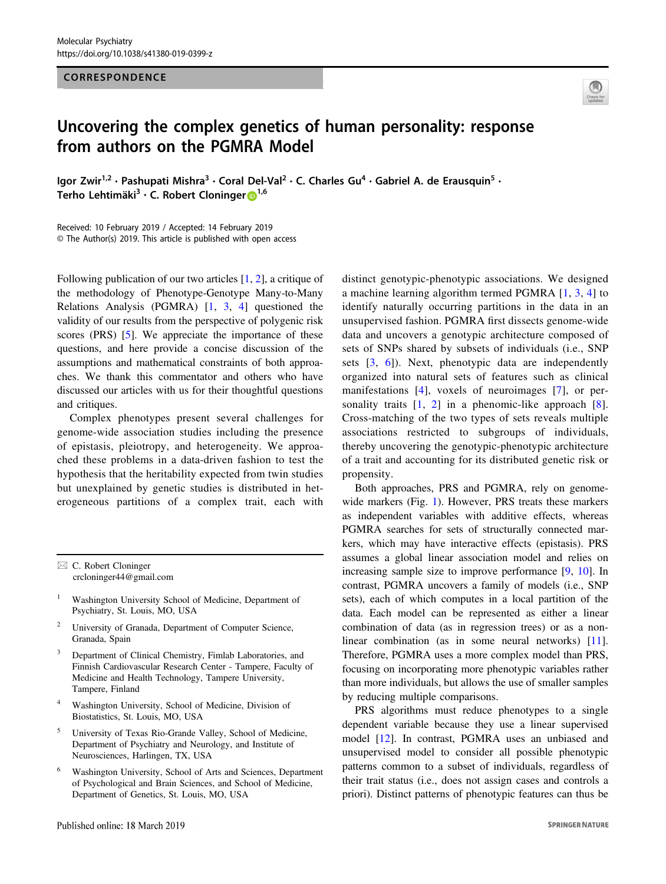CORRESPONDENCE

# Uncovering the complex genetics of human personality: response from authors on the PGMRA Model

Igor Zwir[1,2] · Pashupati Mishra[3] · Coral Del-Val[2] · C. Charles Gu[4] · Gabriel A. de Erausquin[5] · Terho Lehtimäki[3] · C. Robert Cloninger[1,6]

Received: 10 February 2019 / Accepted: 14 February 2019
© The Author(s) 2019. This article is published with open access

Following publication of our two articles [1, 2], a critique of the methodology of Phenotype-Genotype Many-to-Many Relations Analysis (PGMRA) [1, 3, 4] questioned the validity of our results from the perspective of polygenic risk scores (PRS) [5]. We appreciate the importance of these questions, and here provide a concise discussion of the assumptions and mathematical constraints of both approaches. We thank this commentator and others who have discussed our articles with us for their thoughtful questions and critiques.

Complex phenotypes present several challenges for genome-wide association studies including the presence of epistasis, pleiotropy, and heterogeneity. We approached these problems in a data-driven fashion to test the hypothesis that the heritability expected from twin studies but unexplained by genetic studies is distributed in heterogeneous partitions of a complex trait, each with distinct genotypic-phenotypic associations. We designed a machine learning algorithm termed PGMRA [1, 3, 4] to identify naturally occurring partitions in the data in an unsupervised fashion. PGMRA first dissects genome-wide data and uncovers a genotypic architecture composed of sets of SNPs shared by subsets of individuals (i.e., SNP sets [3, 6]). Next, phenotypic data are independently organized into natural sets of features such as clinical manifestations [4], voxels of neuroimages [7], or personality traits [1, 2] in a phenomic-like approach [8]. Cross-matching of the two types of sets reveals multiple associations restricted to subgroups of individuals, thereby uncovering the genotypic-phenotypic architecture of a trait and accounting for its distributed genetic risk or propensity.

Both approaches, PRS and PGMRA, rely on genome-wide markers (Fig. 1). However, PRS treats these markers as independent variables with additive effects, whereas PGMRA searches for sets of structurally connected markers, which may have interactive effects (epistasis). PRS assumes a global linear association model and relies on increasing sample size to improve performance [9, 10]. In contrast, PGMRA uncovers a family of models (i.e., SNP sets), each of which computes in a local partition of the data. Each model can be represented as either a linear combination of data (as in regression trees) or as a non-linear combination (as in some neural networks) [11]. Therefore, PGMRA uses a more complex model than PRS, focusing on incorporating more phenotypic variables rather than more individuals, but allows the use of smaller samples by reducing multiple comparisons.

PRS algorithms must reduce phenotypes to a single dependent variable because they use a linear supervised model [12]. In contrast, PGMRA uses an unbiased and unsupervised model to consider all possible phenotypic patterns common to a subset of individuals, regardless of their trait status (i.e., does not assign cases and controls a priori). Distinct patterns of phenotypic features can thus be

---

✉ C. Robert Cloninger
crcloninger44@gmail.com

1 Washington University School of Medicine, Department of Psychiatry, St. Louis, MO, USA

2 University of Granada, Department of Computer Science, Granada, Spain

3 Department of Clinical Chemistry, Fimlab Laboratories, and Finnish Cardiovascular Research Center - Tampere, Faculty of Medicine and Health Technology, Tampere University, Tampere, Finland

4 Washington University, School of Medicine, Division of Biostatistics, St. Louis, MO, USA

5 University of Texas Rio-Grande Valley, School of Medicine, Department of Psychiatry and Neurology, and Institute of Neurosciences, Harlingen, TX, USA

6 Washington University, School of Arts and Sciences, Department of Psychological and Brain Sciences, and School of Medicine, Department of Genetics, St. Louis, MO, USA

Published online: 18 March 2019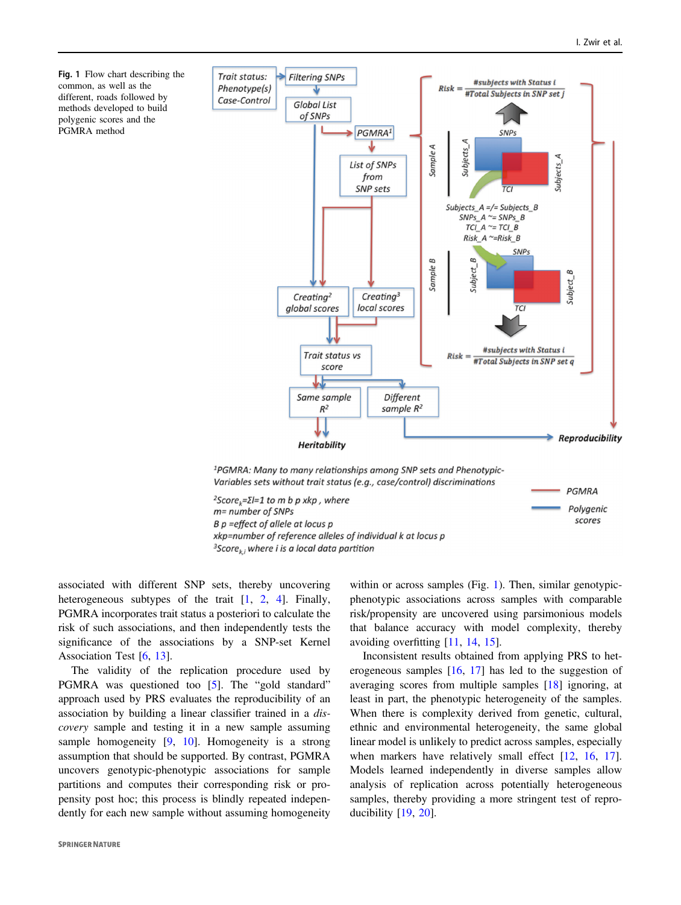**Fig. 1** Flow chart describing the common, as well as the different, roads followed by methods developed to build polygenic scores and the PGMRA method

[1]PGMRA: Many to many relationships among SNP sets and Phenotypic-Variables sets without trait status (e.g., case/control) discriminations

[2]$Score_k = \Sigma l{=}1 \text{ to } m\ b\ p\ xkp$, where
m= number of SNPs
B p =effect of allele at locus p
xkp=number of reference alleles of individual k at locus p

[3]$Score_{k,i}$ where i is a local data partition

associated with different SNP sets, thereby uncovering heterogeneous subtypes of the trait [1, 2, 4]. Finally, PGMRA incorporates trait status a posteriori to calculate the risk of such associations, and then independently tests the significance of the associations by a SNP-set Kernel Association Test [6, 13].

The validity of the replication procedure used by PGMRA was questioned too [5]. The "gold standard" approach used by PRS evaluates the reproducibility of an association by building a linear classifier trained in a *discovery* sample and testing it in a new sample assuming sample homogeneity [9, 10]. Homogeneity is a strong assumption that should be supported. By contrast, PGMRA uncovers genotypic-phenotypic associations for sample partitions and computes their corresponding risk or propensity post hoc; this process is blindly repeated independently for each new sample without assuming homogeneity within or across samples (Fig. 1). Then, similar genotypic-phenotypic associations across samples with comparable risk/propensity are uncovered using parsimonious models that balance accuracy with model complexity, thereby avoiding overfitting [11, 14, 15].

Inconsistent results obtained from applying PRS to heterogeneous samples [16, 17] has led to the suggestion of averaging scores from multiple samples [18] ignoring, at least in part, the phenotypic heterogeneity of the samples. When there is complexity derived from genetic, cultural, ethnic and environmental heterogeneity, the same global linear model is unlikely to predict across samples, especially when markers have relatively small effect [12, 16, 17]. Models learned independently in diverse samples allow analysis of replication across potentially heterogeneous samples, thereby providing a more stringent test of reproducibility [19, 20].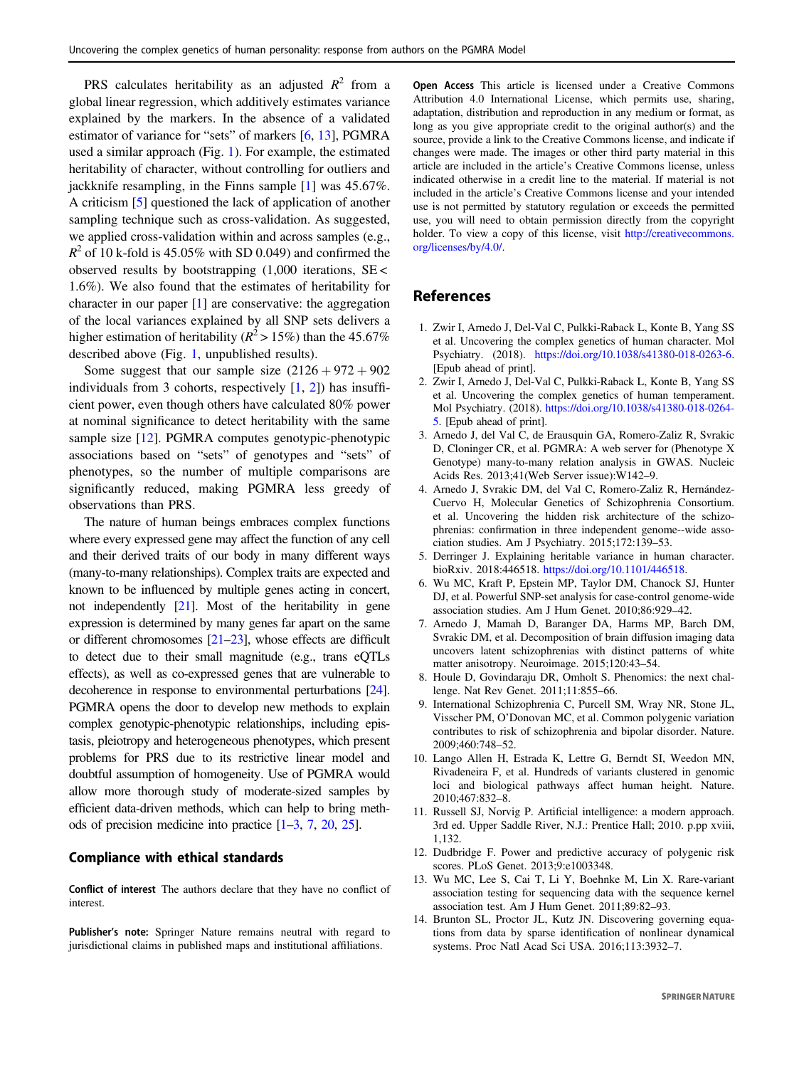PRS calculates heritability as an adjusted $R^2$ from a global linear regression, which additively estimates variance explained by the markers. In the absence of a validated estimator of variance for "sets" of markers [6, 13], PGMRA used a similar approach (Fig. 1). For example, the estimated heritability of character, without controlling for outliers and jackknife resampling, in the Finns sample [1] was 45.67%. A criticism [5] questioned the lack of application of another sampling technique such as cross-validation. As suggested, we applied cross-validation within and across samples (e.g., $R^2$ of 10 k-fold is 45.05% with SD 0.049) and confirmed the observed results by bootstrapping (1,000 iterations, SE < 1.6%). We also found that the estimates of heritability for character in our paper [1] are conservative: the aggregation of the local variances explained by all SNP sets delivers a higher estimation of heritability ($R^2 > 15\%$) than the 45.67% described above (Fig. 1, unpublished results).

Some suggest that our sample size (2126 + 972 + 902 individuals from 3 cohorts, respectively [1, 2]) has insufficient power, even though others have calculated 80% power at nominal significance to detect heritability with the same sample size [12]. PGMRA computes genotypic-phenotypic associations based on "sets" of genotypes and "sets" of phenotypes, so the number of multiple comparisons are significantly reduced, making PGMRA less greedy of observations than PRS.

The nature of human beings embraces complex functions where every expressed gene may affect the function of any cell and their derived traits of our body in many different ways (many-to-many relationships). Complex traits are expected and known to be influenced by multiple genes acting in concert, not independently [21]. Most of the heritability in gene expression is determined by many genes far apart on the same or different chromosomes [21–23], whose effects are difficult to detect due to their small magnitude (e.g., trans eQTLs effects), as well as co-expressed genes that are vulnerable to decoherence in response to environmental perturbations [24]. PGMRA opens the door to develop new methods to explain complex genotypic-phenotypic relationships, including epistasis, pleiotropy and heterogeneous phenotypes, which present problems for PRS due to its restrictive linear model and doubtful assumption of homogeneity. Use of PGMRA would allow more thorough study of moderate-sized samples by efficient data-driven methods, which can help to bring methods of precision medicine into practice [1–3, 7, 20, 25].

## Compliance with ethical standards

**Conflict of interest** The authors declare that they have no conflict of interest.

**Publisher's note:** Springer Nature remains neutral with regard to jurisdictional claims in published maps and institutional affiliations.

**Open Access** This article is licensed under a Creative Commons Attribution 4.0 International License, which permits use, sharing, adaptation, distribution and reproduction in any medium or format, as long as you give appropriate credit to the original author(s) and the source, provide a link to the Creative Commons license, and indicate if changes were made. The images or other third party material in this article are included in the article's Creative Commons license, unless indicated otherwise in a credit line to the material. If material is not included in the article's Creative Commons license and your intended use is not permitted by statutory regulation or exceeds the permitted use, you will need to obtain permission directly from the copyright holder. To view a copy of this license, visit http://creativecommons.org/licenses/by/4.0/.

## References

1. Zwir I, Arnedo J, Del-Val C, Pulkki-Raback L, Konte B, Yang SS et al. Uncovering the complex genetics of human character. Mol Psychiatry. (2018). https://doi.org/10.1038/s41380-018-0263-6. [Epub ahead of print].
2. Zwir I, Arnedo J, Del-Val C, Pulkki-Raback L, Konte B, Yang SS et al. Uncovering the complex genetics of human temperament. Mol Psychiatry. (2018). https://doi.org/10.1038/s41380-018-0264-5. [Epub ahead of print].
3. Arnedo J, del Val C, de Erausquin GA, Romero-Zaliz R, Svrakic D, Cloninger CR, et al. PGMRA: A web server for (Phenotype X Genotype) many-to-many relation analysis in GWAS. Nucleic Acids Res. 2013;41(Web Server issue):W142–9.
4. Arnedo J, Svrakic DM, del Val C, Romero-Zaliz R, Hernández-Cuervo H, Molecular Genetics of Schizophrenia Consortium. et al. Uncovering the hidden risk architecture of the schizophrenias: confirmation in three independent genome--wide association studies. Am J Psychiatry. 2015;172:139–53.
5. Derringer J. Explaining heritable variance in human character. bioRxiv. 2018:446518. https://doi.org/10.1101/446518.
6. Wu MC, Kraft P, Epstein MP, Taylor DM, Chanock SJ, Hunter DJ, et al. Powerful SNP-set analysis for case-control genome-wide association studies. Am J Hum Genet. 2010;86:929–42.
7. Arnedo J, Mamah D, Baranger DA, Harms MP, Barch DM, Svrakic DM, et al. Decomposition of brain diffusion imaging data uncovers latent schizophrenias with distinct patterns of white matter anisotropy. Neuroimage. 2015;120:43–54.
8. Houle D, Govindaraju DR, Omholt S. Phenomics: the next challenge. Nat Rev Genet. 2011;11:855–66.
9. International Schizophrenia C, Purcell SM, Wray NR, Stone JL, Visscher PM, O'Donovan MC, et al. Common polygenic variation contributes to risk of schizophrenia and bipolar disorder. Nature. 2009;460:748–52.
10. Lango Allen H, Estrada K, Lettre G, Berndt SI, Weedon MN, Rivadeneira F, et al. Hundreds of variants clustered in genomic loci and biological pathways affect human height. Nature. 2010;467:832–8.
11. Russell SJ, Norvig P. Artificial intelligence: a modern approach. 3rd ed. Upper Saddle River, N.J.: Prentice Hall; 2010. p.pp xviii, 1,132.
12. Dudbridge F. Power and predictive accuracy of polygenic risk scores. PLoS Genet. 2013;9:e1003348.
13. Wu MC, Lee S, Cai T, Li Y, Boehnke M, Lin X. Rare-variant association testing for sequencing data with the sequence kernel association test. Am J Hum Genet. 2011;89:82–93.
14. Brunton SL, Proctor JL, Kutz JN. Discovering governing equations from data by sparse identification of nonlinear dynamical systems. Proc Natl Acad Sci USA. 2016;113:3932–7.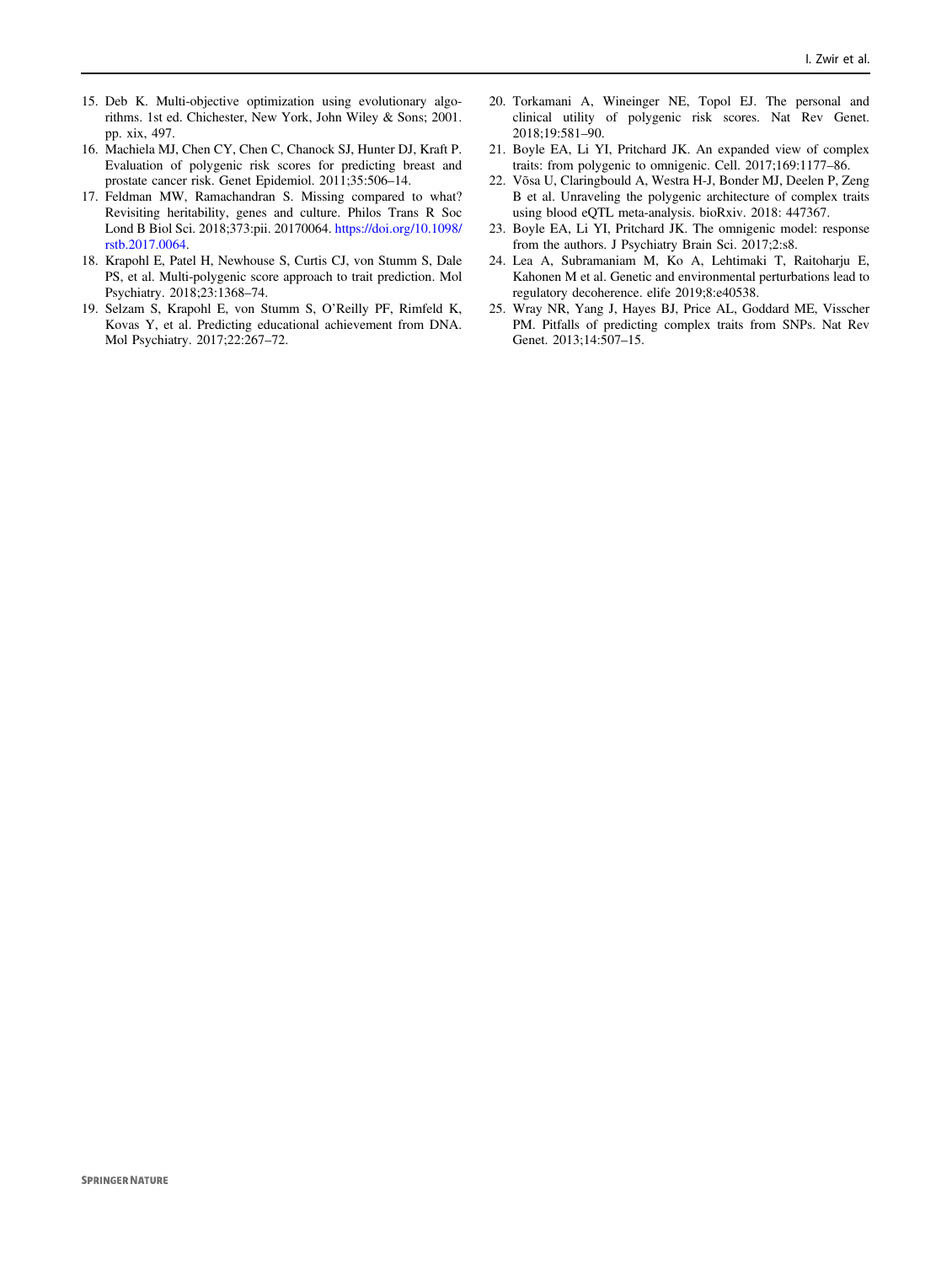15. Deb K. Multi-objective optimization using evolutionary algorithms. 1st ed. Chichester, New York, John Wiley & Sons; 2001. pp. xix, 497.
16. Machiela MJ, Chen CY, Chen C, Chanock SJ, Hunter DJ, Kraft P. Evaluation of polygenic risk scores for predicting breast and prostate cancer risk. Genet Epidemiol. 2011;35:506–14.
17. Feldman MW, Ramachandran S. Missing compared to what? Revisiting heritability, genes and culture. Philos Trans R Soc Lond B Biol Sci. 2018;373:pii. 20170064. https://doi.org/10.1098/rstb.2017.0064.
18. Krapohl E, Patel H, Newhouse S, Curtis CJ, von Stumm S, Dale PS, et al. Multi-polygenic score approach to trait prediction. Mol Psychiatry. 2018;23:1368–74.
19. Selzam S, Krapohl E, von Stumm S, O'Reilly PF, Rimfeld K, Kovas Y, et al. Predicting educational achievement from DNA. Mol Psychiatry. 2017;22:267–72.
20. Torkamani A, Wineinger NE, Topol EJ. The personal and clinical utility of polygenic risk scores. Nat Rev Genet. 2018;19:581–90.
21. Boyle EA, Li YI, Pritchard JK. An expanded view of complex traits: from polygenic to omnigenic. Cell. 2017;169:1177–86.
22. Võsa U, Claringbould A, Westra H-J, Bonder MJ, Deelen P, Zeng B et al. Unraveling the polygenic architecture of complex traits using blood eQTL meta-analysis. bioRxiv. 2018: 447367.
23. Boyle EA, Li YI, Pritchard JK. The omnigenic model: response from the authors. J Psychiatry Brain Sci. 2017;2:s8.
24. Lea A, Subramaniam M, Ko A, Lehtimaki T, Raitoharju E, Kahonen M et al. Genetic and environmental perturbations lead to regulatory decoherence. elife 2019;8:e40538.
25. Wray NR, Yang J, Hayes BJ, Price AL, Goddard ME, Visscher PM. Pitfalls of predicting complex traits from SNPs. Nat Rev Genet. 2013;14:507–15.